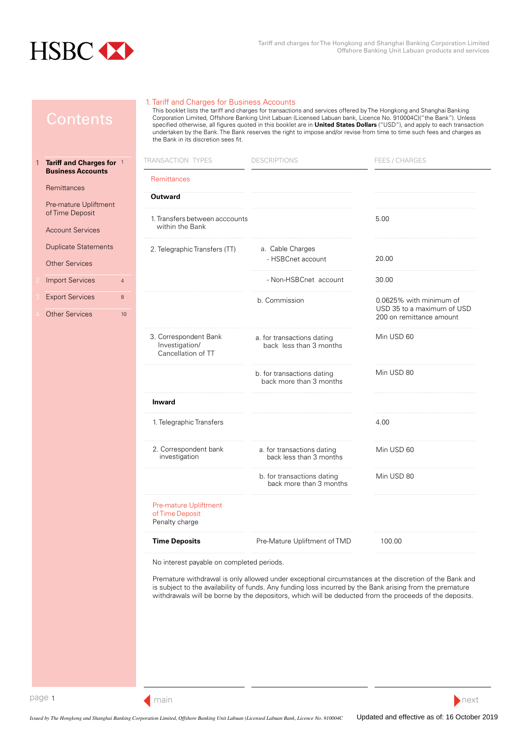## Contents

1. **Tariff and Charges for Business Accounts** 1
   - Remittances
   - Pre-mature Upliftment of Time Deposit
   - Account Services
   - Duplicate Statements
   - Other Services
2. Import Services 4
3. Export Services 8
4. Other Services 10

# 1. Tariff and Charges for Business Accounts

This booklet lists the tariff and charges for transactions and services offered by The Hongkong and Shanghai Banking Corporation Limited, Offshore Banking Unit Labuan (Licensed Labuan bank, Licence No. 910004C)("the Bank"). Unless specified otherwise, all figures quoted in this booklet are in **United States Dollars** ("USD"), and apply to each transaction undertaken by the Bank. The Bank reserves the right to impose and/or revise from time to time such fees and charges as the Bank in its discretion sees fit.

| TRANSACTION TYPES | DESCRIPTIONS | FEES / CHARGES |
|---|---|---|
| Remittances | | |
| **Outward** | | |
| 1. Transfers between acccounts within the Bank | | 5.00 |
| 2. Telegraphic Transfers (TT) | a. Cable Charges - HSBCnet account | 20.00 |
| | - Non-HSBCnet account | 30.00 |
| | b. Commission | 0.0625% with minimum of USD 35 to a maximum of USD 200 on remittance amount |
| 3. Correspondent Bank Investigation/ Cancellation of TT | a. for transactions dating back less than 3 months | Min USD 60 |
| | b. for transactions dating back more than 3 months | Min USD 80 |
| **Inward** | | |
| 1. Telegraphic Transfers | | 4.00 |
| 2. Correspondent bank investigation | a. for transactions dating back less than 3 months | Min USD 60 |
| | b. for transactions dating back more than 3 months | Min USD 80 |
| Pre-mature Upliftment of Time Deposit Penalty charge | | |
| **Time Deposits** | Pre-Mature Upliftment of TMD | 100.00 |

No interest payable on completed periods.

Premature withdrawal is only allowed under exceptional circumstances at the discretion of the Bank and is subject to the availability of funds. Any funding loss incurred by the Bank arising from the premature withdrawals will be borne by the depositors, which will be deducted from the proceeds of the deposits.

*Issued by The Hongkong and Shanghai Banking Corporation Limited, Offshore Banking Unit Labuan (Licensed Labuan Bank, Licence No. 910004C*

Updated and effective as of: 16 October 2019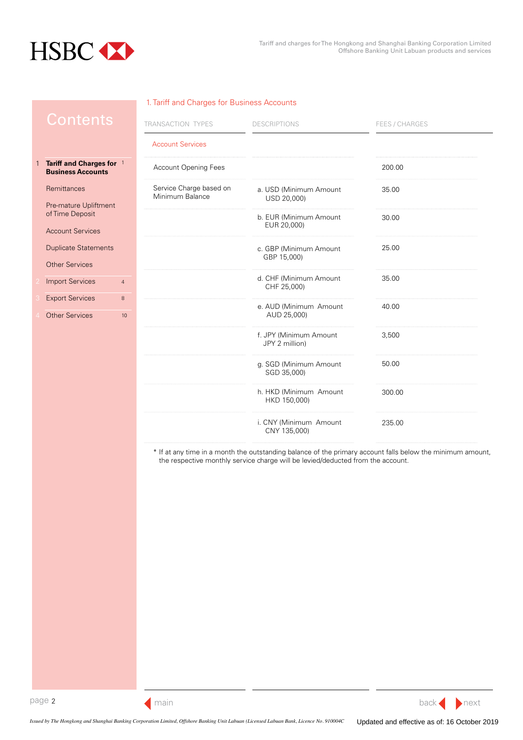## Contents

1 **Tariff and Charges for Business Accounts** 1

- Remittances
- Pre-mature Upliftment of Time Deposit
- Account Services
- Duplicate Statements
- Other Services

2 Import Services 4

3 Export Services 8

4 Other Services 10

## 1. Tariff and Charges for Business Accounts

| TRANSACTION TYPES | DESCRIPTIONS | FEES / CHARGES |
|---|---|---|
| Account Services | | |
| Account Opening Fees | | 200.00 |
| Service Charge based on Minimum Balance | a. USD (Minimum Amount USD 20,000) | 35.00 |
| | b. EUR (Minimum Amount EUR 20,000) | 30.00 |
| | c. GBP (Minimum Amount GBP 15,000) | 25.00 |
| | d. CHF (Minimum Amount CHF 25,000) | 35.00 |
| | e. AUD (Minimum Amount AUD 25,000) | 40.00 |
| | f. JPY (Minimum Amount JPY 2 million) | 3,500 |
| | g. SGD (Minimum Amount SGD 35,000) | 50.00 |
| | h. HKD (Minimum Amount HKD 150,000) | 300.00 |
| | i. CNY (Minimum Amount CNY 135,000) | 235.00 |

* If at any time in a month the outstanding balance of the primary account falls below the minimum amount, the respective monthly service charge will be levied/deducted from the account.

*Issued by The Hongkong and Shanghai Banking Corporation Limited, Offshore Banking Unit Labuan (Licensed Labuan Bank, Licence No. 910004C*

Updated and effective as of: 16 October 2019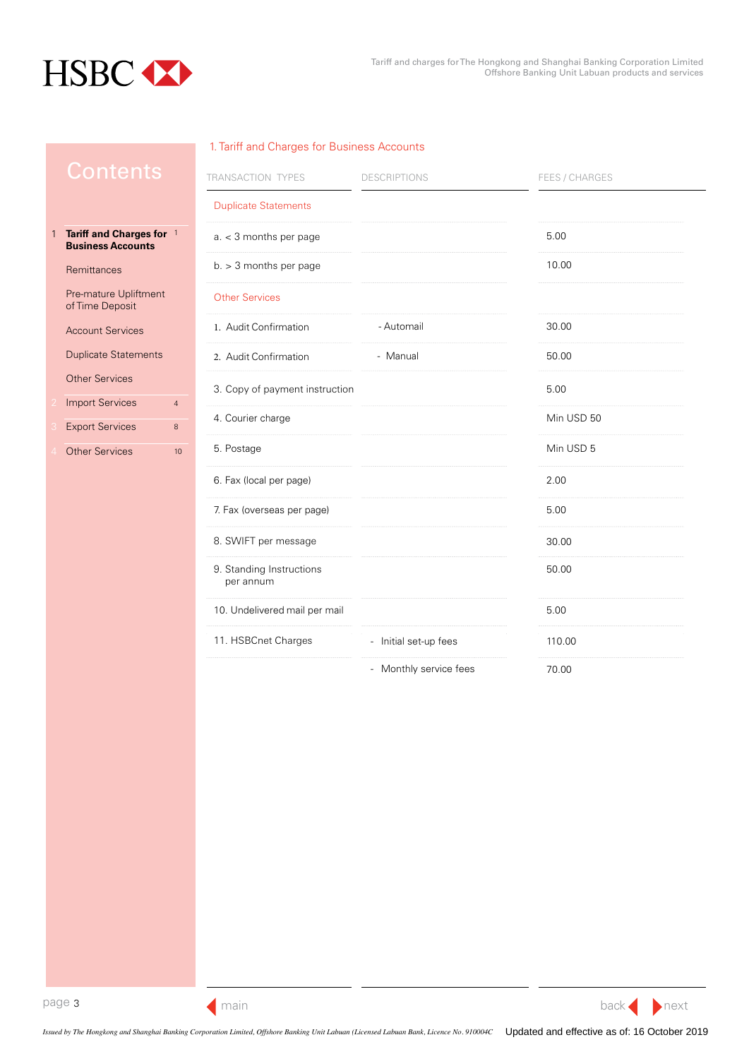## Contents

1 **Tariff and Charges for Business Accounts** 1

- Remittances
- Pre-mature Upliftment of Time Deposit
- Account Services
- Duplicate Statements
- Other Services

2 Import Services 4

3 Export Services 8

4 Other Services 10

## 1. Tariff and Charges for Business Accounts

| TRANSACTION TYPES | DESCRIPTIONS | FEES / CHARGES |
|---|---|---|
| Duplicate Statements | | |
| a. < 3 months per page | | 5.00 |
| b. > 3 months per page | | 10.00 |
| Other Services | | |
| 1. Audit Confirmation | - Automail | 30.00 |
| 2. Audit Confirmation | - Manual | 50.00 |
| 3. Copy of payment instruction | | 5.00 |
| 4. Courier charge | | Min USD 50 |
| 5. Postage | | Min USD 5 |
| 6. Fax (local per page) | | 2.00 |
| 7. Fax (overseas per page) | | 5.00 |
| 8. SWIFT per message | | 30.00 |
| 9. Standing Instructions per annum | | 50.00 |
| 10. Undelivered mail per mail | | 5.00 |
| 11. HSBCnet Charges | - Initial set-up fees | 110.00 |
| | - Monthly service fees | 70.00 |

*Issued by The Hongkong and Shanghai Banking Corporation Limited, Offshore Banking Unit Labuan (Licensed Labuan Bank, Licence No. 910004C*

Updated and effective as of: 16 October 2019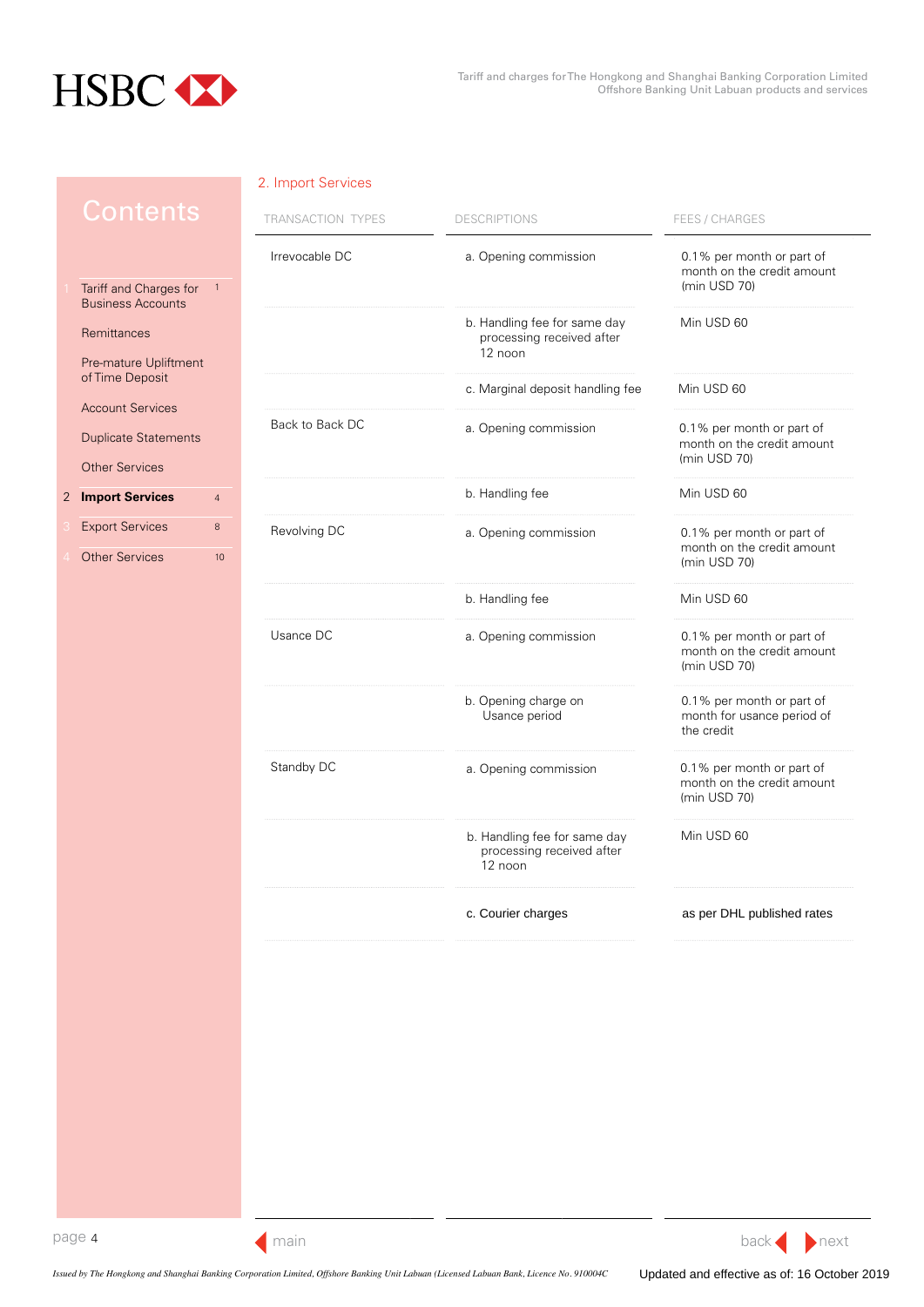## 2. Import Services

| TRANSACTION TYPES | DESCRIPTIONS | FEES / CHARGES |
|---|---|---|
| Irrevocable DC | a. Opening commission | 0.1% per month or part of month on the credit amount (min USD 70) |
| | b. Handling fee for same day processing received after 12 noon | Min USD 60 |
| | c. Marginal deposit handling fee | Min USD 60 |
| Back to Back DC | a. Opening commission | 0.1% per month or part of month on the credit amount (min USD 70) |
| | b. Handling fee | Min USD 60 |
| Revolving DC | a. Opening commission | 0.1% per month or part of month on the credit amount (min USD 70) |
| | b. Handling fee | Min USD 60 |
| Usance DC | a. Opening commission | 0.1% per month or part of month on the credit amount (min USD 70) |
| | b. Opening charge on Usance period | 0.1% per month or part of month for usance period of the credit |
| Standby DC | a. Opening commission | 0.1% per month or part of month on the credit amount (min USD 70) |
| | b. Handling fee for same day processing received after 12 noon | Min USD 60 |
| | c. Courier charges | as per DHL published rates |

*Issued by The Hongkong and Shanghai Banking Corporation Limited, Offshore Banking Unit Labuan (Licensed Labuan Bank, Licence No. 910004C*

Updated and effective as of: 16 October 2019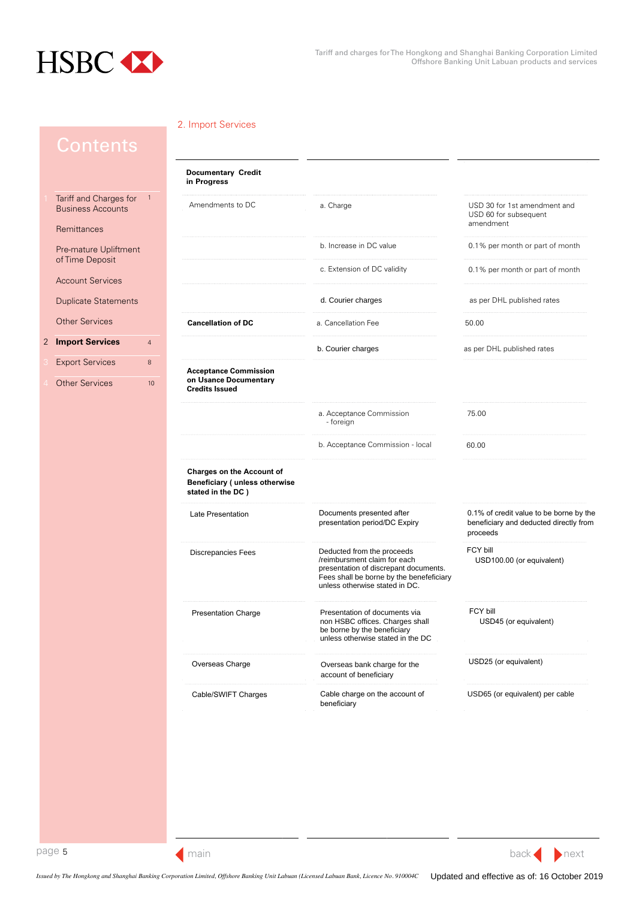## 2. Import Services

| | | |
|---|---|---|
| **Documentary Credit in Progress** | | |
| Amendments to DC | a. Charge | USD 30 for 1st amendment and USD 60 for subsequent amendment |
| | b. Increase in DC value | 0.1% per month or part of month |
| | c. Extension of DC validity | 0.1% per month or part of month |
| | d. Courier charges | as per DHL published rates |
| **Cancellation of DC** | a. Cancellation Fee | 50.00 |
| | b. Courier charges | as per DHL published rates |
| **Acceptance Commission on Usance Documentary Credits Issued** | | |
| | a. Acceptance Commission - foreign | 75.00 |
| | b. Acceptance Commission - local | 60.00 |
| **Charges on the Account of Beneficiary ( unless otherwise stated in the DC )** | | |
| Late Presentation | Documents presented after presentation period/DC Expiry | 0.1% of credit value to be borne by the beneficiary and deducted directly from proceeds |
| Discrepancies Fees | Deducted from the proceeds /reimbursment claim for each presentation of discrepant documents. Fees shall be borne by the benefeciary unless otherwise stated in DC. | FCY bill USD100.00 (or equivalent) |
| Presentation Charge | Presentation of documents via non HSBC offices. Charges shall be borne by the beneficiary unless otherwise stated in the DC | FCY bill USD45 (or equivalent) |
| Overseas Charge | Overseas bank charge for the account of beneficiary | USD25 (or equivalent) |
| Cable/SWIFT Charges | Cable charge on the account of beneficiary | USD65 (or equivalent) per cable |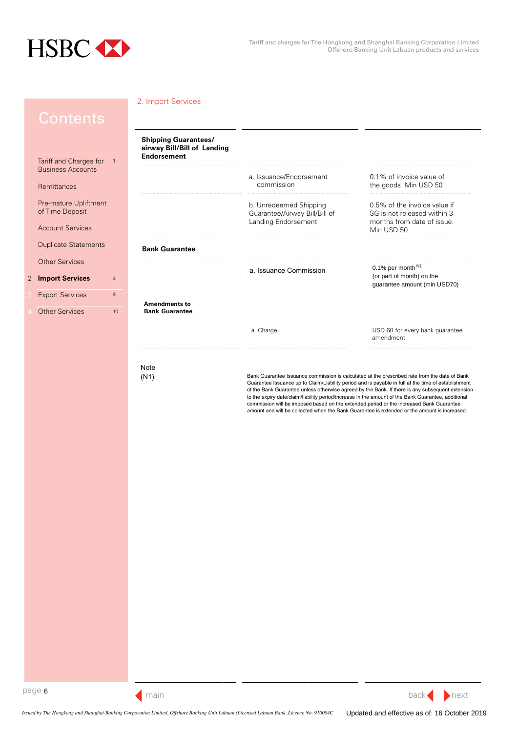## 2. Import Services

| | | |
|---|---|---|
| **Shipping Guarantees/ airway Bill/Bill of Landing Endorsement** | | |
| | a. Issuance/Endorsement commission | 0.1% of invoice value of the goods. Min USD 50 |
| | b. Unredeemed Shipping Guarantee/Airway Bill/Bill of Landing Endorsement | 0.5% of the invoice value if SG is not released within 3 months from date of issue. Min USD 50 |
| **Bank Guarantee** | | |
| | a. Issuance Commission | 0.1% per month[N1] (or part of month) on the guarantee amount (min USD70) |
| **Amendments to Bank Guarantee** | | |
| | a. Charge | USD 60 for every bank guarantee amendment |

Note

(N1) Bank Guarantee Issuance commission is calculated at the prescribed rate from the date of Bank Guarantee Issuance up to Claim/Liability period and is payable in full at the time of establishment of the Bank Guarantee unless otherwise agreed by the Bank. If there is any subsequent extension to the expiry date/claim/liability period/increase in the amount of the Bank Guarantee, additional commission will be imposed based on the extended period or the increased Bank Guarantee amount and will be collected when the Bank Guarantee is extended or the amount is increased.

*Issued by The Hongkong and Shanghai Banking Corporation Limited, Offshore Banking Unit Labuan (Licensed Labuan Bank, Licence No. 910004C*

Updated and effective as of: 16 October 2019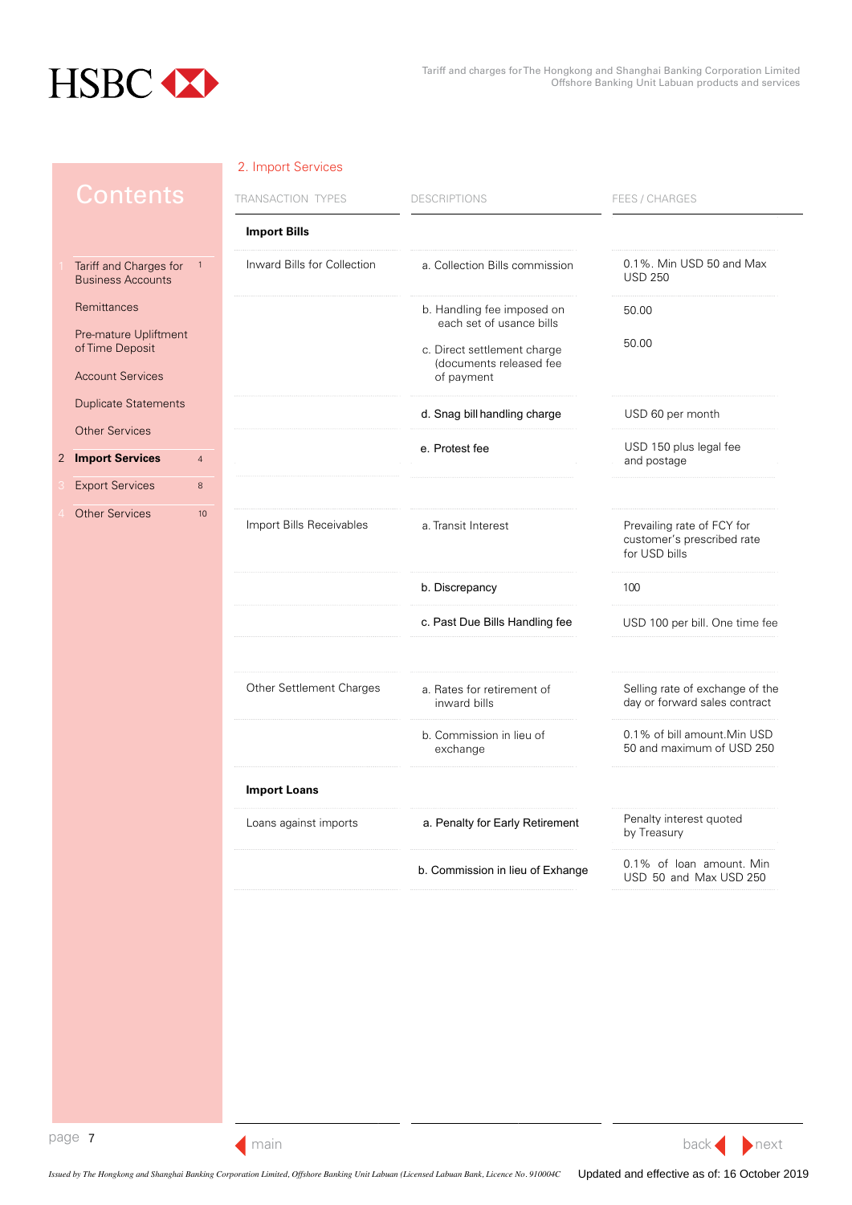## Contents

1 Tariff and Charges for Business Accounts 1
- Remittances
- Pre-mature Upliftment of Time Deposit
- Account Services
- Duplicate Statements
- Other Services

2 **Import Services** 4

3 Export Services 8

4 Other Services 10

## 2. Import Services

| TRANSACTION TYPES | DESCRIPTIONS | FEES / CHARGES |
|---|---|---|
| **Import Bills** | | |
| Inward Bills for Collection | a. Collection Bills commission | 0.1%. Min USD 50 and Max USD 250 |
| | b. Handling fee imposed on each set of usance bills | 50.00 |
| | c. Direct settlement charge (documents released fee of payment | 50.00 |
| | d. Snag bill handling charge | USD 60 per month |
| | e. Protest fee | USD 150 plus legal fee and postage |
| Import Bills Receivables | a. Transit Interest | Prevailing rate of FCY for customer's prescribed rate for USD bills |
| | b. Discrepancy | 100 |
| | c. Past Due Bills Handling fee | USD 100 per bill. One time fee |
| Other Settlement Charges | a. Rates for retirement of inward bills | Selling rate of exchange of the day or forward sales contract |
| | b. Commission in lieu of exchange | 0.1% of bill amount.Min USD 50 and maximum of USD 250 |
| **Import Loans** | | |
| Loans against imports | a. Penalty for Early Retirement | Penalty interest quoted by Treasury |
| | b. Commission in lieu of Exhange | 0.1% of loan amount. Min USD 50 and Max USD 250 |

*Issued by The Hongkong and Shanghai Banking Corporation Limited, Offshore Banking Unit Labuan (Licensed Labuan Bank, Licence No. 910004C*

Updated and effective as of: 16 October 2019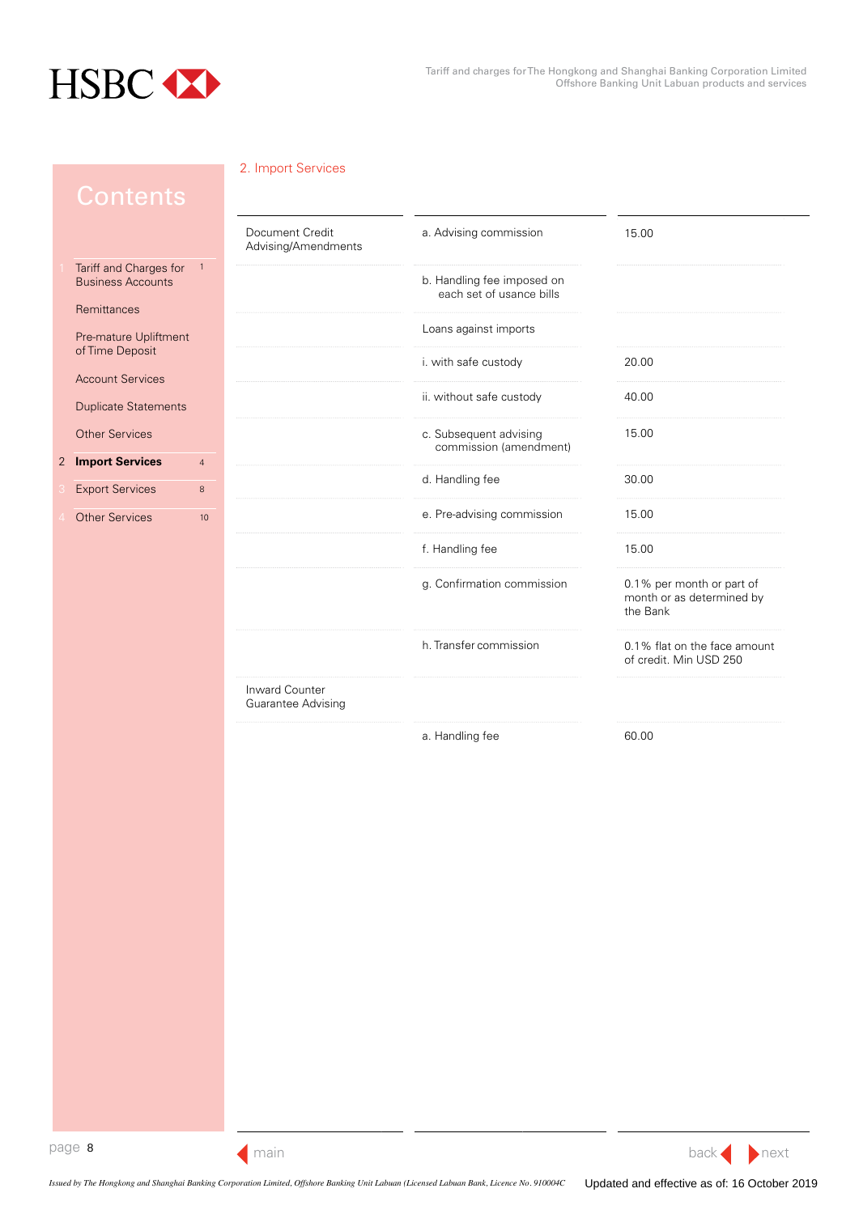## Contents

1 Tariff and Charges for Business Accounts 1

Remittances

Pre-mature Upliftment of Time Deposit

Account Services

Duplicate Statements

Other Services

2 **Import Services** 4

3 Export Services 8

4 Other Services 10

## 2. Import Services

| | | |
|---|---|---|
| Document Credit Advising/Amendments | a. Advising commission | 15.00 |
| | b. Handling fee imposed on each set of usance bills | |
| | Loans against imports | |
| | i. with safe custody | 20.00 |
| | ii. without safe custody | 40.00 |
| | c. Subsequent advising commission (amendment) | 15.00 |
| | d. Handling fee | 30.00 |
| | e. Pre-advising commission | 15.00 |
| | f. Handling fee | 15.00 |
| | g. Confirmation commission | 0.1% per month or part of month or as determined by the Bank |
| | h. Transfer commission | 0.1% flat on the face amount of credit. Min USD 250 |
| Inward Counter Guarantee Advising | | |
| | a. Handling fee | 60.00 |

*Issued by The Hongkong and Shanghai Banking Corporation Limited, Offshore Banking Unit Labuan (Licensed Labuan Bank, Licence No. 910004C*

Updated and effective as of: 16 October 2019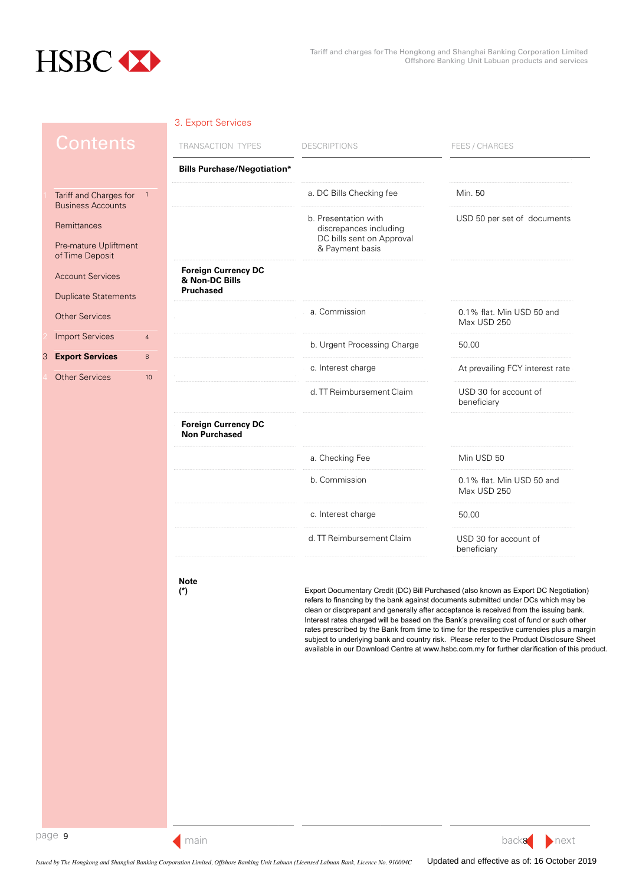## 3. Export Services

| TRANSACTION TYPES | DESCRIPTIONS | FEES / CHARGES |
|---|---|---|
| **Bills Purchase/Negotiation*** | | |
| | a. DC Bills Checking fee | Min. 50 |
| | b. Presentation with discrepances including DC bills sent on Approval & Payment basis | USD 50 per set of documents |
| **Foreign Currency DC & Non-DC Bills Pruchased** | | |
| | a. Commission | 0.1% flat. Min USD 50 and Max USD 250 |
| | b. Urgent Processing Charge | 50.00 |
| | c. Interest charge | At prevailing FCY interest rate |
| | d. TT Reimbursement Claim | USD 30 for account of beneficiary |
| **Foreign Currency DC Non Purchased** | | |
| | a. Checking Fee | Min USD 50 |
| | b. Commission | 0.1% flat. Min USD 50 and Max USD 250 |
| | c. Interest charge | 50.00 |
| | d. TT Reimbursement Claim | USD 30 for account of beneficiary |

**Note**
**(*)**

Export Documentary Credit (DC) Bill Purchased (also known as Export DC Negotiation) refers to financing by the bank against documents submitted under DCs which may be clean or discprepant and generally after acceptance is received from the issuing bank. Interest rates charged will be based on the Bank's prevailing cost of fund or such other rates prescribed by the Bank from time to time for the respective currencies plus a margin subject to underlying bank and country risk. Please refer to the Product Disclosure Sheet available in our Download Centre at www.hsbc.com.my for further clarification of this product.

*Issued by The Hongkong and Shanghai Banking Corporation Limited, Offshore Banking Unit Labuan (Licensed Labuan Bank, Licence No. 910004C*

Updated and effective as of: 16 October 2019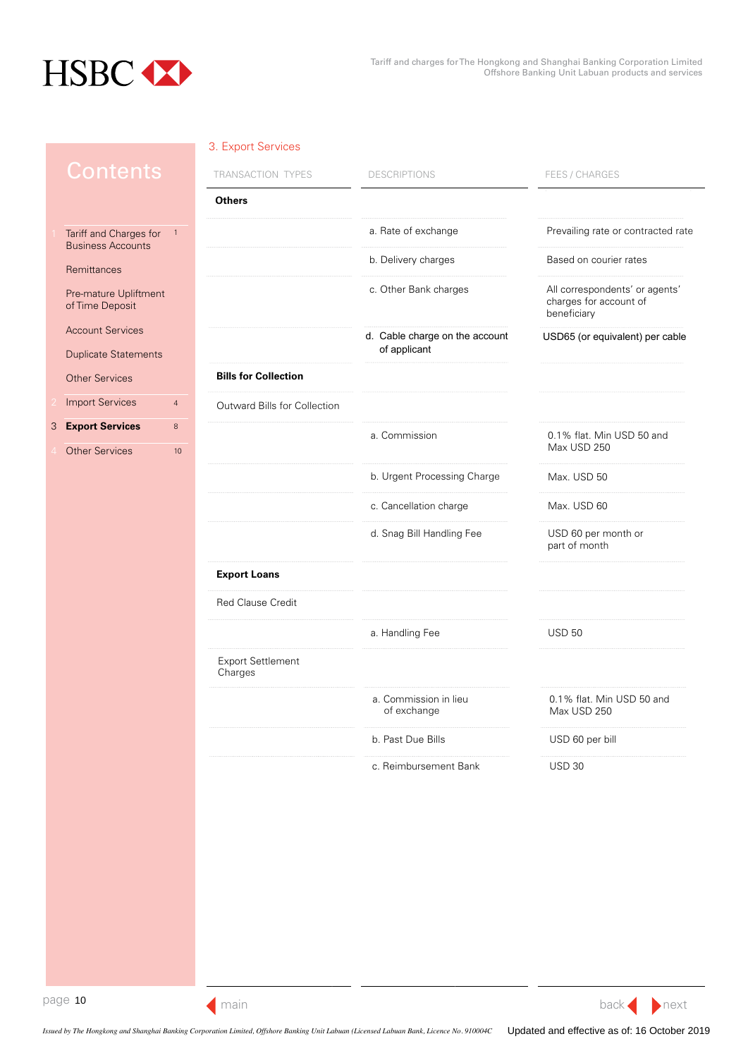## 3. Export Services

| TRANSACTION TYPES | DESCRIPTIONS | FEES / CHARGES |
|---|---|---|
| **Others** | | |
| | a. Rate of exchange | Prevailing rate or contracted rate |
| | b. Delivery charges | Based on courier rates |
| | c. Other Bank charges | All correspondents' or agents' charges for account of beneficiary |
| | d. Cable charge on the account of applicant | USD65 (or equivalent) per cable |
| **Bills for Collection** | | |
| Outward Bills for Collection | | |
| | a. Commission | 0.1% flat. Min USD 50 and Max USD 250 |
| | b. Urgent Processing Charge | Max. USD 50 |
| | c. Cancellation charge | Max. USD 60 |
| | d. Snag Bill Handling Fee | USD 60 per month or part of month |
| **Export Loans** | | |
| Red Clause Credit | | |
| | a. Handling Fee | USD 50 |
| Export Settlement Charges | | |
| | a. Commission in lieu of exchange | 0.1% flat. Min USD 50 and Max USD 250 |
| | b. Past Due Bills | USD 60 per bill |
| | c. Reimbursement Bank | USD 30 |

*Issued by The Hongkong and Shanghai Banking Corporation Limited, Offshore Banking Unit Labuan (Licensed Labuan Bank, Licence No. 910004C*

Updated and effective as of: 16 October 2019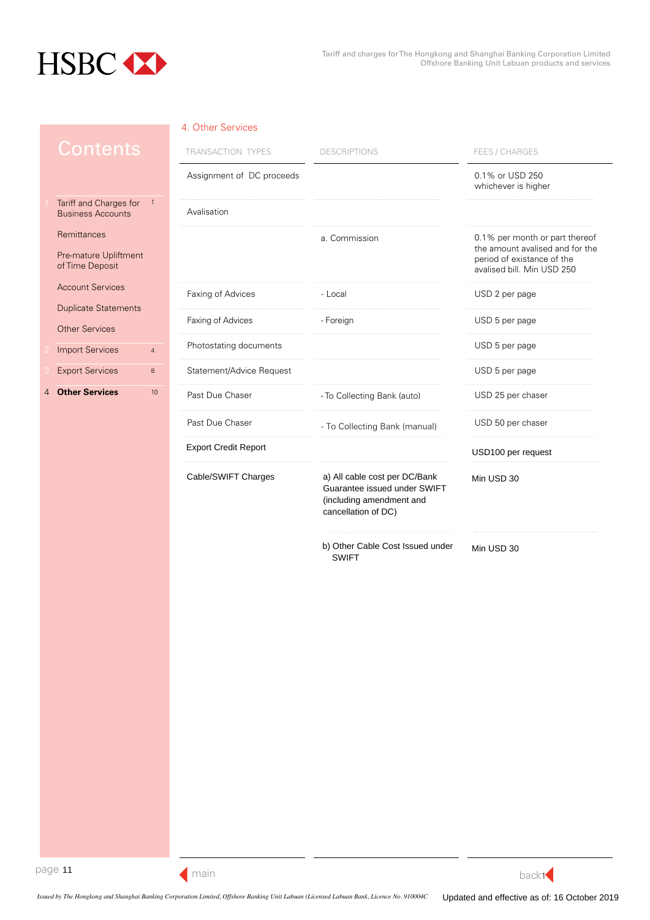## 4. Other Services

| TRANSACTION TYPES | DESCRIPTIONS | FEES / CHARGES |
|---|---|---|
| Assignment of DC proceeds | | 0.1% or USD 250 whichever is higher |
| Avalisation | | |
| | a. Commission | 0.1% per month or part thereof the amount avalised and for the period of existance of the avalised bill. Min USD 250 |
| Faxing of Advices | - Local | USD 2 per page |
| Faxing of Advices | - Foreign | USD 5 per page |
| Photostating documents | | USD 5 per page |
| Statement/Advice Request | | USD 5 per page |
| Past Due Chaser | - To Collecting Bank (auto) | USD 25 per chaser |
| Past Due Chaser | - To Collecting Bank (manual) | USD 50 per chaser |
| Export Credit Report | | USD100 per request |
| Cable/SWIFT Charges | a) All cable cost per DC/Bank Guarantee issued under SWIFT (including amendment and cancellation of DC) | Min USD 30 |
| | b) Other Cable Cost Issued under SWIFT | Min USD 30 |

*Issued by The Hongkong and Shanghai Banking Corporation Limited, Offshore Banking Unit Labuan (Licensed Labuan Bank, Licence No. 910004C*

Updated and effective as of: 16 October 2019